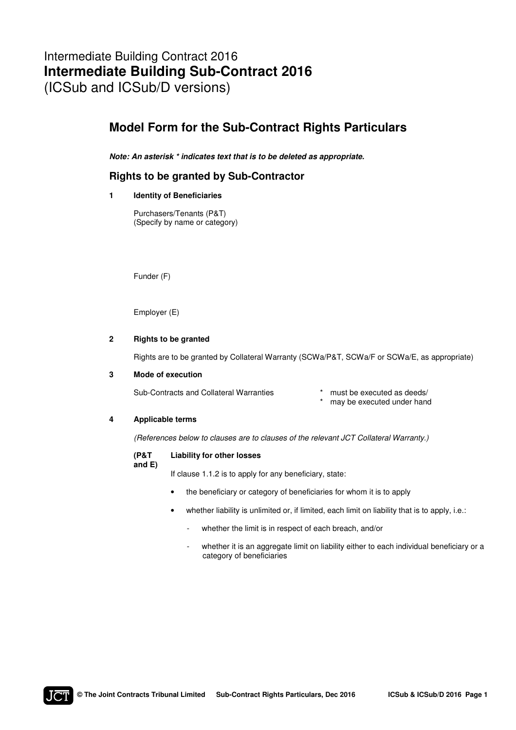Intermediate Building Contract 2016

# Intermediate Building Sub-Contract 2016

(ICSub and ICSub/D versions)

## Model Form for the Sub-Contract Rights Particulars

***Note: An asterisk * indicates text that is to be deleted as appropriate.***

### Rights to be granted by Sub-Contractor

**1 Identity of Beneficiaries**

Purchasers/Tenants (P&T)
(Specify by name or category)

Funder (F)

Employer (E)

**2 Rights to be granted**

Rights are to be granted by Collateral Warranty (SCWa/P&T, SCWa/F or SCWa/E, as appropriate)

**3 Mode of execution**

Sub-Contracts and Collateral Warranties
* must be executed as deeds/
* may be executed under hand

**4 Applicable terms**

*(References below to clauses are to clauses of the relevant JCT Collateral Warranty.)*

**(P&T and E) Liability for other losses**

If clause 1.1.2 is to apply for any beneficiary, state:

- the beneficiary or category of beneficiaries for whom it is to apply
- whether liability is unlimited or, if limited, each limit on liability that is to apply, i.e.:
  - whether the limit is in respect of each breach, and/or
  - whether it is an aggregate limit on liability either to each individual beneficiary or a category of beneficiaries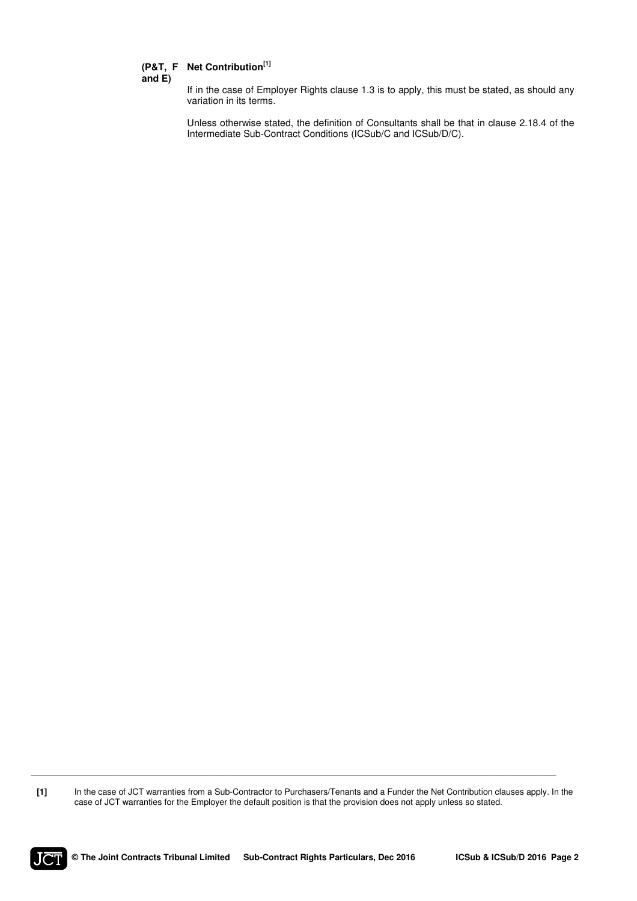**(P&T, F and E)** **Net Contribution**[1]

If in the case of Employer Rights clause 1.3 is to apply, this must be stated, as should any variation in its terms.

Unless otherwise stated, the definition of Consultants shall be that in clause 2.18.4 of the Intermediate Sub-Contract Conditions (ICSub/C and ICSub/D/C).

---

**[1]** In the case of JCT warranties from a Sub-Contractor to Purchasers/Tenants and a Funder the Net Contribution clauses apply. In the case of JCT warranties for the Employer the default position is that the provision does not apply unless so stated.